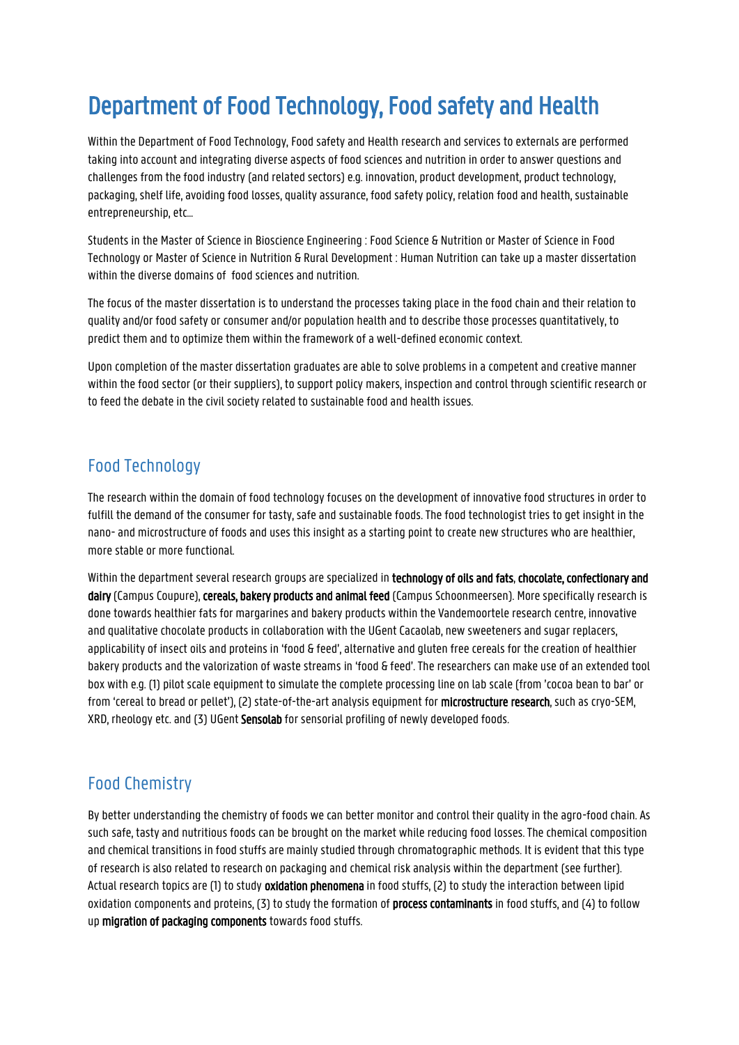# Department of Food Technology, Food safety and Health

Within the Department of Food Technology, Food safety and Health research and services to externals are performed taking into account and integrating diverse aspects of food sciences and nutrition in order to answer questions and challenges from the food industry (and related sectors) e.g. innovation, product development, product technology, packaging, shelf life, avoiding food losses, quality assurance, food safety policy, relation food and health, sustainable entrepreneurship, etc…

Students in the Master of Science in Bioscience Engineering : Food Science & Nutrition or Master of Science in Food Technology or Master of Science in Nutrition & Rural Development : Human Nutrition can take up a master dissertation within the diverse domains of food sciences and nutrition.

The focus of the master dissertation is to understand the processes taking place in the food chain and their relation to quality and/or food safety or consumer and/or population health and to describe those processes quantitatively, to predict them and to optimize them within the framework of a well-defined economic context.

Upon completion of the master dissertation graduates are able to solve problems in a competent and creative manner within the food sector (or their suppliers), to support policy makers, inspection and control through scientific research or to feed the debate in the civil society related to sustainable food and health issues.

## Food Technology

The research within the domain of food technology focuses on the development of innovative food structures in order to fulfill the demand of the consumer for tasty, safe and sustainable foods. The food technologist tries to get insight in the nano- and microstructure of foods and uses this insight as a starting point to create new structures who are healthier, more stable or more functional.

Within the department several research groups are specialized in **technology of oils and fats**, **chocolate, confectionary and dairy** (Campus Coupure), **cereals, bakery products and animal feed** (Campus Schoonmeersen). More specifically research is done towards healthier fats for margarines and bakery products within the Vandemoortele research centre, innovative and qualitative chocolate products in collaboration with the UGent Cacaolab, new sweeteners and sugar replacers, applicability of insect oils and proteins in 'food & feed', alternative and gluten free cereals for the creation of healthier bakery products and the valorization of waste streams in 'food & feed'. The researchers can make use of an extended tool box with e.g. (1) pilot scale equipment to simulate the complete processing line on lab scale (from 'cocoa bean to bar' or from 'cereal to bread or pellet'), (2) state-of-the-art analysis equipment for **microstructure research**, such as cryo-SEM, XRD, rheology etc. and (3) UGent **Sensolab** for sensorial profiling of newly developed foods.

## Food Chemistry

By better understanding the chemistry of foods we can better monitor and control their quality in the agro-food chain. As such safe, tasty and nutritious foods can be brought on the market while reducing food losses. The chemical composition and chemical transitions in food stuffs are mainly studied through chromatographic methods. It is evident that this type of research is also related to research on packaging and chemical risk analysis within the department (see further). Actual research topics are (1) to study **oxidation phenomena** in food stuffs, (2) to study the interaction between lipid oxidation components and proteins, (3) to study the formation of **process contaminants** in food stuffs, and (4) to follow up **migration of packaging components** towards food stuffs.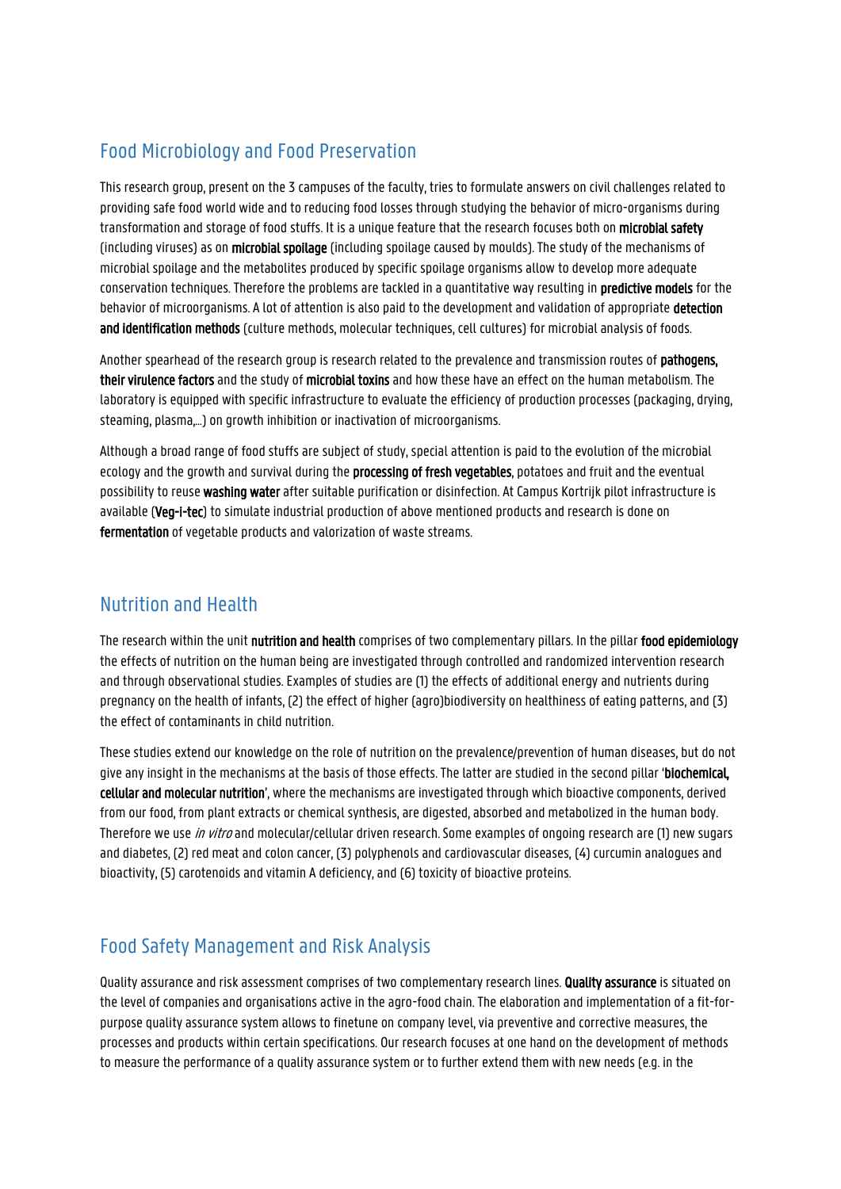## Food Microbiology and Food Preservation

This research group, present on the 3 campuses of the faculty, tries to formulate answers on civil challenges related to providing safe food world wide and to reducing food losses through studying the behavior of micro-organisms during transformation and storage of food stuffs. It is a unique feature that the research focuses both on **microbial safety** (including viruses) as on **microbial spoilage** (including spoilage caused by moulds). The study of the mechanisms of microbial spoilage and the metabolites produced by specific spoilage organisms allow to develop more adequate conservation techniques. Therefore the problems are tackled in a quantitative way resulting in **predictive models** for the behavior of microorganisms. A lot of attention is also paid to the development and validation of appropriate **detection and identification methods** (culture methods, molecular techniques, cell cultures) for microbial analysis of foods.

Another spearhead of the research group is research related to the prevalence and transmission routes of **pathogens, their virulence factors** and the study of **microbial toxins** and how these have an effect on the human metabolism. The laboratory is equipped with specific infrastructure to evaluate the efficiency of production processes (packaging, drying, steaming, plasma,...) on growth inhibition or inactivation of microorganisms.

Although a broad range of food stuffs are subject of study, special attention is paid to the evolution of the microbial ecology and the growth and survival during the **processing of fresh vegetables**, potatoes and fruit and the eventual possibility to reuse **washing water** after suitable purification or disinfection. At Campus Kortrijk pilot infrastructure is available (**Veg-i-tec**) to simulate industrial production of above mentioned products and research is done on **fermentation** of vegetable products and valorization of waste streams.

## Nutrition and Health

The research within the unit **nutrition and health** comprises of two complementary pillars. In the pillar **food epidemiology** the effects of nutrition on the human being are investigated through controlled and randomized intervention research and through observational studies. Examples of studies are (1) the effects of additional energy and nutrients during pregnancy on the health of infants, (2) the effect of higher (agro)biodiversity on healthiness of eating patterns, and (3) the effect of contaminants in child nutrition.

These studies extend our knowledge on the role of nutrition on the prevalence/prevention of human diseases, but do not give any insight in the mechanisms at the basis of those effects. The latter are studied in the second pillar '**biochemical, cellular and molecular nutrition**', where the mechanisms are investigated through which bioactive components, derived from our food, from plant extracts or chemical synthesis, are digested, absorbed and metabolized in the human body. Therefore we use *in vitro* and molecular/cellular driven research. Some examples of ongoing research are (1) new sugars and diabetes, (2) red meat and colon cancer, (3) polyphenols and cardiovascular diseases, (4) curcumin analogues and bioactivity, (5) carotenoids and vitamin A deficiency, and (6) toxicity of bioactive proteins.

## Food Safety Management and Risk Analysis

Quality assurance and risk assessment comprises of two complementary research lines. **Quality assurance** is situated on the level of companies and organisations active in the agro-food chain. The elaboration and implementation of a fit-for-purpose quality assurance system allows to finetune on company level, via preventive and corrective measures, the processes and products within certain specifications. Our research focuses at one hand on the development of methods to measure the performance of a quality assurance system or to further extend them with new needs (e.g. in the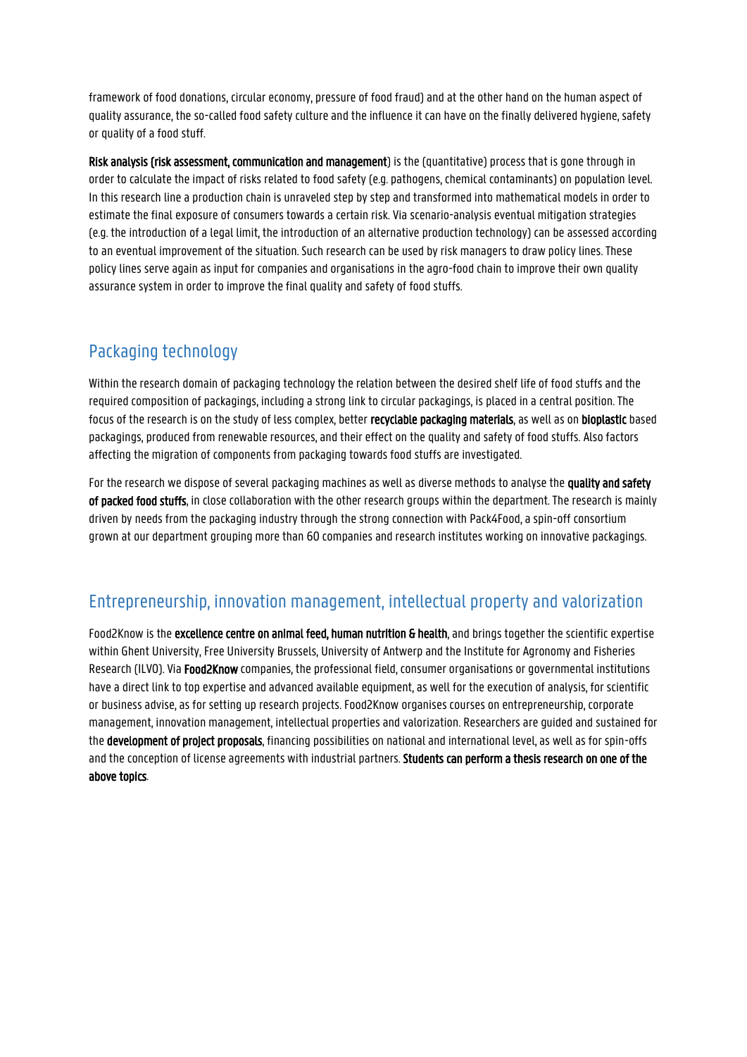framework of food donations, circular economy, pressure of food fraud) and at the other hand on the human aspect of quality assurance, the so-called food safety culture and the influence it can have on the finally delivered hygiene, safety or quality of a food stuff.

**Risk analysis (risk assessment, communication and management**) is the (quantitative) process that is gone through in order to calculate the impact of risks related to food safety (e.g. pathogens, chemical contaminants) on population level. In this research line a production chain is unraveled step by step and transformed into mathematical models in order to estimate the final exposure of consumers towards a certain risk. Via scenario-analysis eventual mitigation strategies (e.g. the introduction of a legal limit, the introduction of an alternative production technology) can be assessed according to an eventual improvement of the situation. Such research can be used by risk managers to draw policy lines. These policy lines serve again as input for companies and organisations in the agro-food chain to improve their own quality assurance system in order to improve the final quality and safety of food stuffs.

## Packaging technology

Within the research domain of packaging technology the relation between the desired shelf life of food stuffs and the required composition of packagings, including a strong link to circular packagings, is placed in a central position. The focus of the research is on the study of less complex, better **recyclable packaging materials**, as well as on **bioplastic** based packagings, produced from renewable resources, and their effect on the quality and safety of food stuffs. Also factors affecting the migration of components from packaging towards food stuffs are investigated.

For the research we dispose of several packaging machines as well as diverse methods to analyse the **quality and safety of packed food stuffs**, in close collaboration with the other research groups within the department. The research is mainly driven by needs from the packaging industry through the strong connection with Pack4Food, a spin-off consortium grown at our department grouping more than 60 companies and research institutes working on innovative packagings.

## Entrepreneurship, innovation management, intellectual property and valorization

Food2Know is the **excellence centre on animal feed, human nutrition & health**, and brings together the scientific expertise within Ghent University, Free University Brussels, University of Antwerp and the Institute for Agronomy and Fisheries Research (ILVO). Via **Food2Know** companies, the professional field, consumer organisations or governmental institutions have a direct link to top expertise and advanced available equipment, as well for the execution of analysis, for scientific or business advise, as for setting up research projects. Food2Know organises courses on entrepreneurship, corporate management, innovation management, intellectual properties and valorization. Researchers are guided and sustained for the **development of project proposals**, financing possibilities on national and international level, as well as for spin-offs and the conception of license agreements with industrial partners. **Students can perform a thesis research on one of the above topics**.